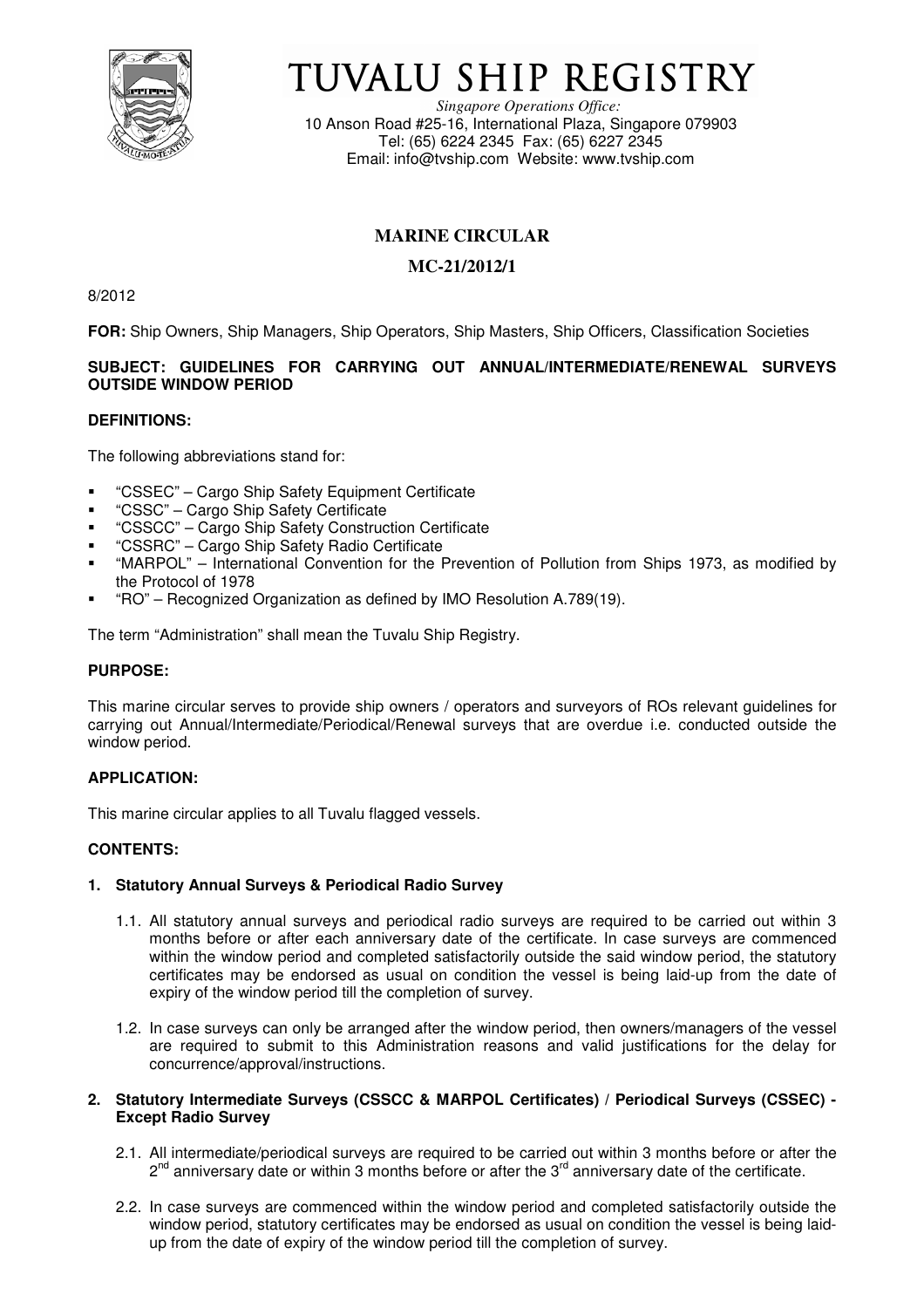# TUVALU SHIP REGISTRY

*Singapore Operations Office:*
10 Anson Road #25-16, International Plaza, Singapore 079903
Tel: (65) 6224 2345 Fax: (65) 6227 2345
Email: info@tvship.com Website: www.tvship.com

## MARINE CIRCULAR

## MC-21/2012/1

8/2012

**FOR:** Ship Owners, Ship Managers, Ship Operators, Ship Masters, Ship Officers, Classification Societies

**SUBJECT: GUIDELINES FOR CARRYING OUT ANNUAL/INTERMEDIATE/RENEWAL SURVEYS OUTSIDE WINDOW PERIOD**

**DEFINITIONS:**

The following abbreviations stand for:

- "CSSEC" – Cargo Ship Safety Equipment Certificate
- "CSSC" – Cargo Ship Safety Certificate
- "CSSCC" – Cargo Ship Safety Construction Certificate
- "CSSRC" – Cargo Ship Safety Radio Certificate
- "MARPOL" – International Convention for the Prevention of Pollution from Ships 1973, as modified by the Protocol of 1978
- "RO" – Recognized Organization as defined by IMO Resolution A.789(19).

The term "Administration" shall mean the Tuvalu Ship Registry.

**PURPOSE:**

This marine circular serves to provide ship owners / operators and surveyors of ROs relevant guidelines for carrying out Annual/Intermediate/Periodical/Renewal surveys that are overdue i.e. conducted outside the window period.

**APPLICATION:**

This marine circular applies to all Tuvalu flagged vessels.

**CONTENTS:**

**1. Statutory Annual Surveys & Periodical Radio Survey**

1.1. All statutory annual surveys and periodical radio surveys are required to be carried out within 3 months before or after each anniversary date of the certificate. In case surveys are commenced within the window period and completed satisfactorily outside the said window period, the statutory certificates may be endorsed as usual on condition the vessel is being laid-up from the date of expiry of the window period till the completion of survey.

1.2. In case surveys can only be arranged after the window period, then owners/managers of the vessel are required to submit to this Administration reasons and valid justifications for the delay for concurrence/approval/instructions.

**2. Statutory Intermediate Surveys (CSSCC & MARPOL Certificates) / Periodical Surveys (CSSEC) - Except Radio Survey**

2.1. All intermediate/periodical surveys are required to be carried out within 3 months before or after the 2nd anniversary date or within 3 months before or after the 3rd anniversary date of the certificate.

2.2. In case surveys are commenced within the window period and completed satisfactorily outside the window period, statutory certificates may be endorsed as usual on condition the vessel is being laid-up from the date of expiry of the window period till the completion of survey.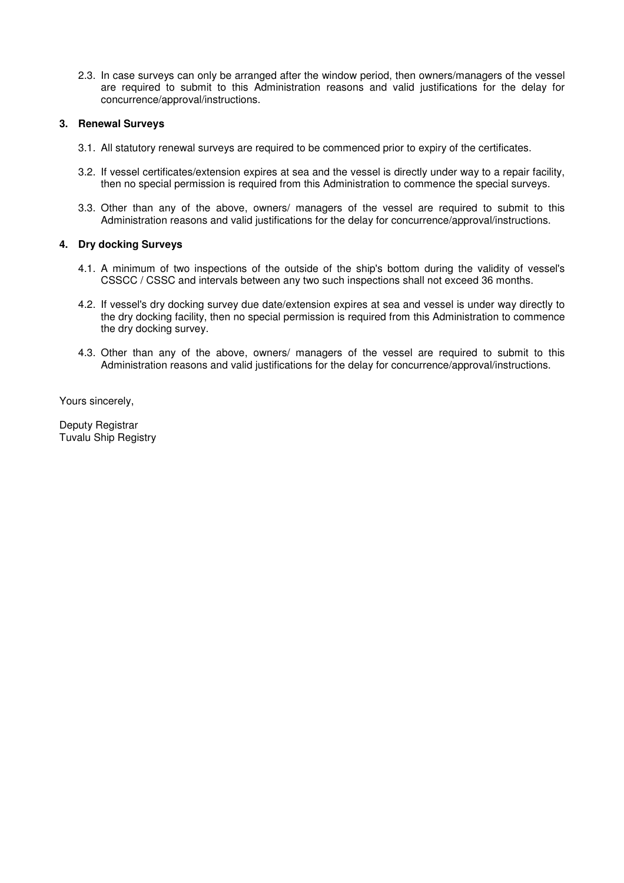2.3. In case surveys can only be arranged after the window period, then owners/managers of the vessel are required to submit to this Administration reasons and valid justifications for the delay for concurrence/approval/instructions.

**3. Renewal Surveys**

3.1. All statutory renewal surveys are required to be commenced prior to expiry of the certificates.

3.2. If vessel certificates/extension expires at sea and the vessel is directly under way to a repair facility, then no special permission is required from this Administration to commence the special surveys.

3.3. Other than any of the above, owners/ managers of the vessel are required to submit to this Administration reasons and valid justifications for the delay for concurrence/approval/instructions.

**4. Dry docking Surveys**

4.1. A minimum of two inspections of the outside of the ship's bottom during the validity of vessel's CSSCC / CSSC and intervals between any two such inspections shall not exceed 36 months.

4.2. If vessel's dry docking survey due date/extension expires at sea and vessel is under way directly to the dry docking facility, then no special permission is required from this Administration to commence the dry docking survey.

4.3. Other than any of the above, owners/ managers of the vessel are required to submit to this Administration reasons and valid justifications for the delay for concurrence/approval/instructions.

Yours sincerely,

Deputy Registrar
Tuvalu Ship Registry